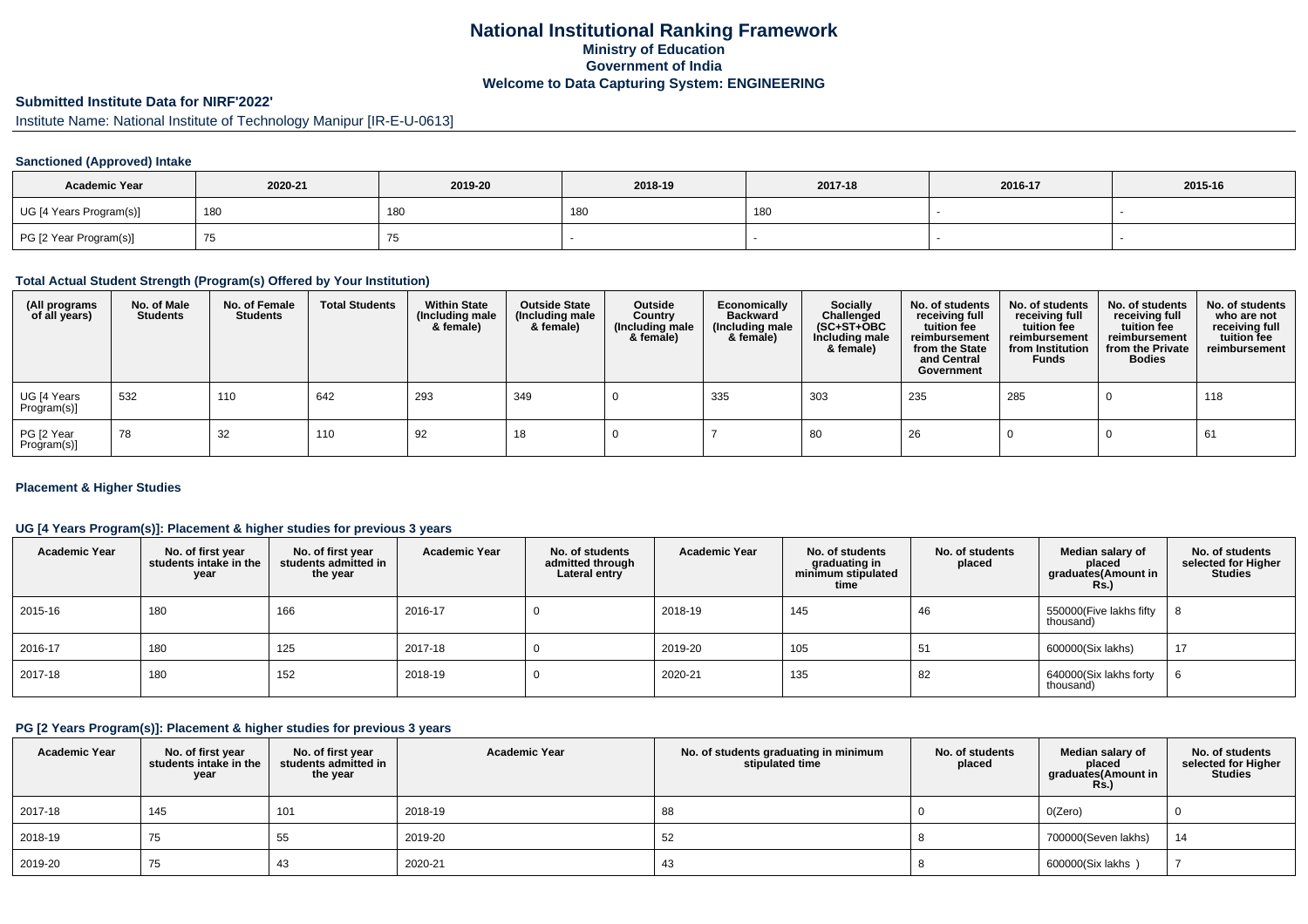# National Institutional Ranking Framework
## Ministry of Education
## Government of India
## Welcome to Data Capturing System: ENGINEERING

### Submitted Institute Data for NIRF'2022'

Institute Name: National Institute of Technology Manipur [IR-E-U-0613]

#### Sanctioned (Approved) Intake

| Academic Year | 2020-21 | 2019-20 | 2018-19 | 2017-18 | 2016-17 | 2015-16 |
|---|---|---|---|---|---|---|
| UG [4 Years Program(s)] | 180 | 180 | 180 | 180 | - | - |
| PG [2 Year Program(s)] | 75 | 75 | - | - | - | - |

#### Total Actual Student Strength (Program(s) Offered by Your Institution)

| (All programs of all years) | No. of Male Students | No. of Female Students | Total Students | Within State (Including male & female) | Outside State (Including male & female) | Outside Country (Including male & female) | Economically Backward (Including male & female) | Socially Challenged (SC+ST+OBC Including male & female) | No. of students receiving full tuition fee reimbursement from the State and Central Government | No. of students receiving full tuition fee reimbursement from Institution Funds | No. of students receiving full tuition fee reimbursement from the Private Bodies | No. of students who are not receiving full tuition fee reimbursement |
|---|---|---|---|---|---|---|---|---|---|---|---|---|
| UG [4 Years Program(s)] | 532 | 110 | 642 | 293 | 349 | 0 | 335 | 303 | 235 | 285 | 0 | 118 |
| PG [2 Year Program(s)] | 78 | 32 | 110 | 92 | 18 | 0 | 7 | 80 | 26 | 0 | 0 | 61 |

#### Placement & Higher Studies

#### UG [4 Years Program(s)]: Placement & higher studies for previous 3 years

| Academic Year | No. of first year students intake in the year | No. of first year students admitted in the year | Academic Year | No. of students admitted through Lateral entry | Academic Year | No. of students graduating in minimum stipulated time | No. of students placed | Median salary of placed graduates(Amount in Rs.) | No. of students selected for Higher Studies |
|---|---|---|---|---|---|---|---|---|---|
| 2015-16 | 180 | 166 | 2016-17 | 0 | 2018-19 | 145 | 46 | 550000(Five lakhs fifty thousand) | 8 |
| 2016-17 | 180 | 125 | 2017-18 | 0 | 2019-20 | 105 | 51 | 600000(Six lakhs) | 17 |
| 2017-18 | 180 | 152 | 2018-19 | 0 | 2020-21 | 135 | 82 | 640000(Six lakhs forty thousand) | 6 |

#### PG [2 Years Program(s)]: Placement & higher studies for previous 3 years

| Academic Year | No. of first year students intake in the year | No. of first year students admitted in the year | Academic Year | No. of students graduating in minimum stipulated time | No. of students placed | Median salary of placed graduates(Amount in Rs.) | No. of students selected for Higher Studies |
|---|---|---|---|---|---|---|---|
| 2017-18 | 145 | 101 | 2018-19 | 88 | 0 | 0(Zero) | 0 |
| 2018-19 | 75 | 55 | 2019-20 | 52 | 8 | 700000(Seven lakhs) | 14 |
| 2019-20 | 75 | 43 | 2020-21 | 43 | 8 | 600000(Six lakhs ) | 7 |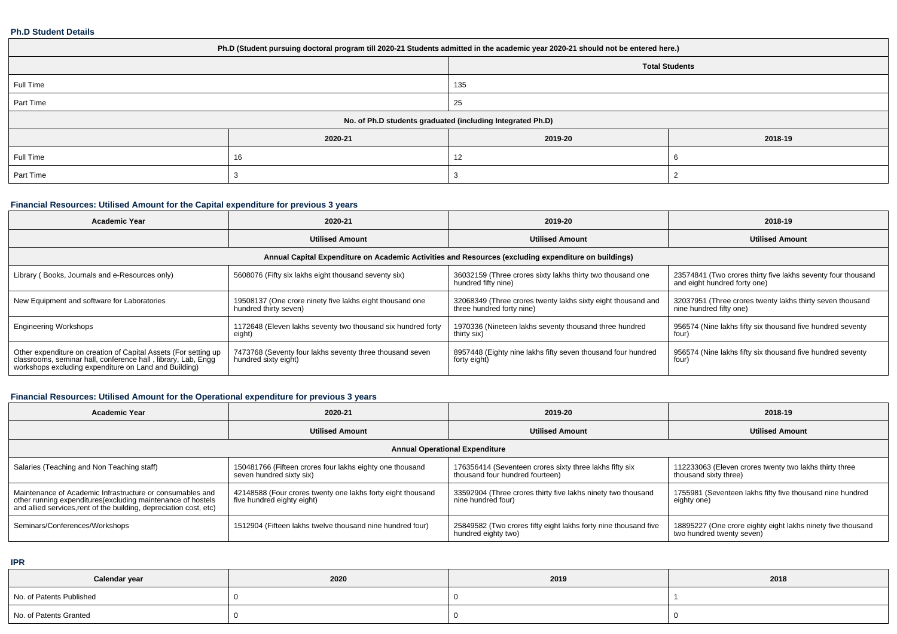### Ph.D Student Details

| Ph.D (Student pursuing doctoral program till 2020-21 Students admitted in the academic year 2020-21 should not be entered here.) | | | |
|---|---|---|---|
| | | Total Students | |
| Full Time | | 135 | |
| Part Time | | 25 | |
| No. of Ph.D students graduated (including Integrated Ph.D) | | | |
| | 2020-21 | 2019-20 | 2018-19 |
| Full Time | 16 | 12 | 6 |
| Part Time | 3 | 3 | 2 |

### Financial Resources: Utilised Amount for the Capital expenditure for previous 3 years

| Academic Year | 2020-21 | 2019-20 | 2018-19 |
|---|---|---|---|
| | Utilised Amount | Utilised Amount | Utilised Amount |
| Annual Capital Expenditure on Academic Activities and Resources (excluding expenditure on buildings) | | | |
| Library ( Books, Journals and e-Resources only) | 5608076 (Fifty six lakhs eight thousand seventy six) | 36032159 (Three crores sixty lakhs thirty two thousand one hundred fifty nine) | 23574841 (Two crores thirty five lakhs seventy four thousand and eight hundred forty one) |
| New Equipment and software for Laboratories | 19508137 (One crore ninety five lakhs eight thousand one hundred thirty seven) | 32068349 (Three crores twenty lakhs sixty eight thousand and three hundred forty nine) | 32037951 (Three crores twenty lakhs thirty seven thousand nine hundred fifty one) |
| Engineering Workshops | 1172648 (Eleven lakhs seventy two thousand six hundred forty eight) | 1970336 (Nineteen lakhs seventy thousand three hundred thirty six) | 956574 (Nine lakhs fifty six thousand five hundred seventy four) |
| Other expenditure on creation of Capital Assets (For setting up classrooms, seminar hall, conference hall , library, Lab, Engg workshops excluding expenditure on Land and Building) | 7473768 (Seventy four lakhs seventy three thousand seven hundred sixty eight) | 8957448 (Eighty nine lakhs fifty seven thousand four hundred forty eight) | 956574 (Nine lakhs fifty six thousand five hundred seventy four) |

### Financial Resources: Utilised Amount for the Operational expenditure for previous 3 years

| Academic Year | 2020-21 | 2019-20 | 2018-19 |
|---|---|---|---|
| | Utilised Amount | Utilised Amount | Utilised Amount |
| Annual Operational Expenditure | | | |
| Salaries (Teaching and Non Teaching staff) | 150481766 (Fifteen crores four lakhs eighty one thousand seven hundred sixty six) | 176356414 (Seventeen crores sixty three lakhs fifty six thousand four hundred fourteen) | 112233063 (Eleven crores twenty two lakhs thirty three thousand sixty three) |
| Maintenance of Academic Infrastructure or consumables and other running expenditures(excluding maintenance of hostels and allied services,rent of the building, depreciation cost, etc) | 42148588 (Four crores twenty one lakhs forty eight thousand five hundred eighty eight) | 33592904 (Three crores thirty five lakhs ninety two thousand nine hundred four) | 1755981 (Seventeen lakhs fifty five thousand nine hundred eighty one) |
| Seminars/Conferences/Workshops | 1512904 (Fifteen lakhs twelve thousand nine hundred four) | 25849582 (Two crores fifty eight lakhs forty nine thousand five hundred eighty two) | 18895227 (One crore eighty eight lakhs ninety five thousand two hundred twenty seven) |

### IPR

| Calendar year | 2020 | 2019 | 2018 |
|---|---|---|---|
| No. of Patents Published | 0 | 0 | 1 |
| No. of Patents Granted | 0 | 0 | 0 |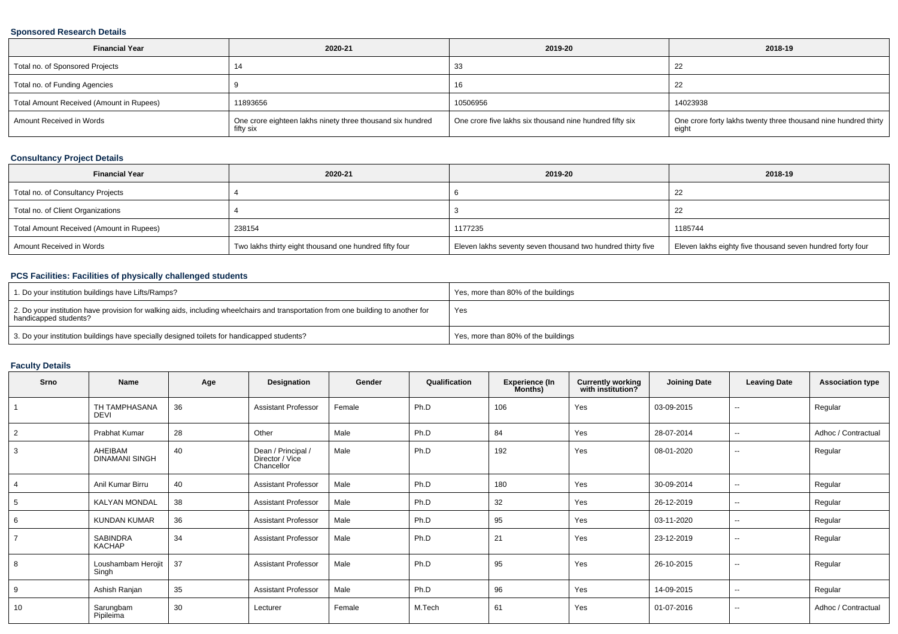### Sponsored Research Details

| Financial Year | 2020-21 | 2019-20 | 2018-19 |
|---|---|---|---|
| Total no. of Sponsored Projects | 14 | 33 | 22 |
| Total no. of Funding Agencies | 9 | 16 | 22 |
| Total Amount Received (Amount in Rupees) | 11893656 | 10506956 | 14023938 |
| Amount Received in Words | One crore eighteen lakhs ninety three thousand six hundred fifty six | One crore five lakhs six thousand nine hundred fifty six | One crore forty lakhs twenty three thousand nine hundred thirty eight |

### Consultancy Project Details

| Financial Year | 2020-21 | 2019-20 | 2018-19 |
|---|---|---|---|
| Total no. of Consultancy Projects | 4 | 6 | 22 |
| Total no. of Client Organizations | 4 | 3 | 22 |
| Total Amount Received (Amount in Rupees) | 238154 | 1177235 | 1185744 |
| Amount Received in Words | Two lakhs thirty eight thousand one hundred fifty four | Eleven lakhs seventy seven thousand two hundred thirty five | Eleven lakhs eighty five thousand seven hundred forty four |

### PCS Facilities: Facilities of physically challenged students

| | |
|---|---|
| 1. Do your institution buildings have Lifts/Ramps? | Yes, more than 80% of the buildings |
| 2. Do your institution have provision for walking aids, including wheelchairs and transportation from one building to another for handicapped students? | Yes |
| 3. Do your institution buildings have specially designed toilets for handicapped students? | Yes, more than 80% of the buildings |

### Faculty Details

| Srno | Name | Age | Designation | Gender | Qualification | Experience (In Months) | Currently working with institution? | Joining Date | Leaving Date | Association type |
|---|---|---|---|---|---|---|---|---|---|---|
| 1 | TH TAMPHASANA DEVI | 36 | Assistant Professor | Female | Ph.D | 106 | Yes | 03-09-2015 | -- | Regular |
| 2 | Prabhat Kumar | 28 | Other | Male | Ph.D | 84 | Yes | 28-07-2014 | -- | Adhoc / Contractual |
| 3 | AHEIBAM DINAMANI SINGH | 40 | Dean / Principal / Director / Vice Chancellor | Male | Ph.D | 192 | Yes | 08-01-2020 | -- | Regular |
| 4 | Anil Kumar Birru | 40 | Assistant Professor | Male | Ph.D | 180 | Yes | 30-09-2014 | -- | Regular |
| 5 | KALYAN MONDAL | 38 | Assistant Professor | Male | Ph.D | 32 | Yes | 26-12-2019 | -- | Regular |
| 6 | KUNDAN KUMAR | 36 | Assistant Professor | Male | Ph.D | 95 | Yes | 03-11-2020 | -- | Regular |
| 7 | SABINDRA KACHAP | 34 | Assistant Professor | Male | Ph.D | 21 | Yes | 23-12-2019 | -- | Regular |
| 8 | Loushambam Herojit Singh | 37 | Assistant Professor | Male | Ph.D | 95 | Yes | 26-10-2015 | -- | Regular |
| 9 | Ashish Ranjan | 35 | Assistant Professor | Male | Ph.D | 96 | Yes | 14-09-2015 | -- | Regular |
| 10 | Sarungbam Pipileima | 30 | Lecturer | Female | M.Tech | 61 | Yes | 01-07-2016 | -- | Adhoc / Contractual |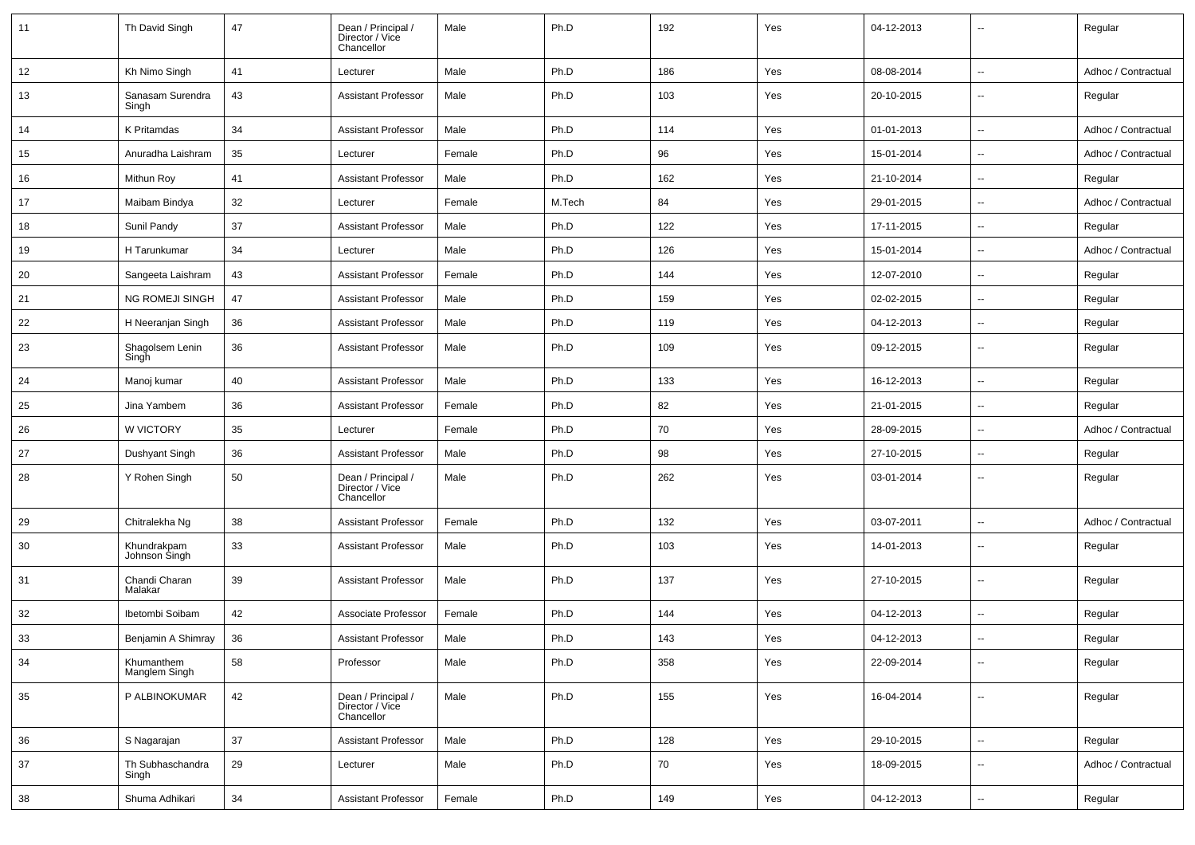| 11 | Th David Singh | 47 | Dean / Principal / Director / Vice Chancellor | Male | Ph.D | 192 | Yes | 04-12-2013 | -- | Regular |
|---|---|---|---|---|---|---|---|---|---|---|
| 12 | Kh Nimo Singh | 41 | Lecturer | Male | Ph.D | 186 | Yes | 08-08-2014 | -- | Adhoc / Contractual |
| 13 | Sanasam Surendra Singh | 43 | Assistant Professor | Male | Ph.D | 103 | Yes | 20-10-2015 | -- | Regular |
| 14 | K Pritamdas | 34 | Assistant Professor | Male | Ph.D | 114 | Yes | 01-01-2013 | -- | Adhoc / Contractual |
| 15 | Anuradha Laishram | 35 | Lecturer | Female | Ph.D | 96 | Yes | 15-01-2014 | -- | Adhoc / Contractual |
| 16 | Mithun Roy | 41 | Assistant Professor | Male | Ph.D | 162 | Yes | 21-10-2014 | -- | Regular |
| 17 | Maibam Bindya | 32 | Lecturer | Female | M.Tech | 84 | Yes | 29-01-2015 | -- | Adhoc / Contractual |
| 18 | Sunil Pandy | 37 | Assistant Professor | Male | Ph.D | 122 | Yes | 17-11-2015 | -- | Regular |
| 19 | H Tarunkumar | 34 | Lecturer | Male | Ph.D | 126 | Yes | 15-01-2014 | -- | Adhoc / Contractual |
| 20 | Sangeeta Laishram | 43 | Assistant Professor | Female | Ph.D | 144 | Yes | 12-07-2010 | -- | Regular |
| 21 | NG ROMEJI SINGH | 47 | Assistant Professor | Male | Ph.D | 159 | Yes | 02-02-2015 | -- | Regular |
| 22 | H Neeranjan Singh | 36 | Assistant Professor | Male | Ph.D | 119 | Yes | 04-12-2013 | -- | Regular |
| 23 | Shagolsem Lenin Singh | 36 | Assistant Professor | Male | Ph.D | 109 | Yes | 09-12-2015 | -- | Regular |
| 24 | Manoj kumar | 40 | Assistant Professor | Male | Ph.D | 133 | Yes | 16-12-2013 | -- | Regular |
| 25 | Jina Yambem | 36 | Assistant Professor | Female | Ph.D | 82 | Yes | 21-01-2015 | -- | Regular |
| 26 | W VICTORY | 35 | Lecturer | Female | Ph.D | 70 | Yes | 28-09-2015 | -- | Adhoc / Contractual |
| 27 | Dushyant Singh | 36 | Assistant Professor | Male | Ph.D | 98 | Yes | 27-10-2015 | -- | Regular |
| 28 | Y Rohen Singh | 50 | Dean / Principal / Director / Vice Chancellor | Male | Ph.D | 262 | Yes | 03-01-2014 | -- | Regular |
| 29 | Chitralekha Ng | 38 | Assistant Professor | Female | Ph.D | 132 | Yes | 03-07-2011 | -- | Adhoc / Contractual |
| 30 | Khundrakpam Johnson Singh | 33 | Assistant Professor | Male | Ph.D | 103 | Yes | 14-01-2013 | -- | Regular |
| 31 | Chandi Charan Malakar | 39 | Assistant Professor | Male | Ph.D | 137 | Yes | 27-10-2015 | -- | Regular |
| 32 | Ibetombi Soibam | 42 | Associate Professor | Female | Ph.D | 144 | Yes | 04-12-2013 | -- | Regular |
| 33 | Benjamin A Shimray | 36 | Assistant Professor | Male | Ph.D | 143 | Yes | 04-12-2013 | -- | Regular |
| 34 | Khumanthem Manglem Singh | 58 | Professor | Male | Ph.D | 358 | Yes | 22-09-2014 | -- | Regular |
| 35 | P ALBINOKUMAR | 42 | Dean / Principal / Director / Vice Chancellor | Male | Ph.D | 155 | Yes | 16-04-2014 | -- | Regular |
| 36 | S Nagarajan | 37 | Assistant Professor | Male | Ph.D | 128 | Yes | 29-10-2015 | -- | Regular |
| 37 | Th Subhaschandra Singh | 29 | Lecturer | Male | Ph.D | 70 | Yes | 18-09-2015 | -- | Adhoc / Contractual |
| 38 | Shuma Adhikari | 34 | Assistant Professor | Female | Ph.D | 149 | Yes | 04-12-2013 | -- | Regular |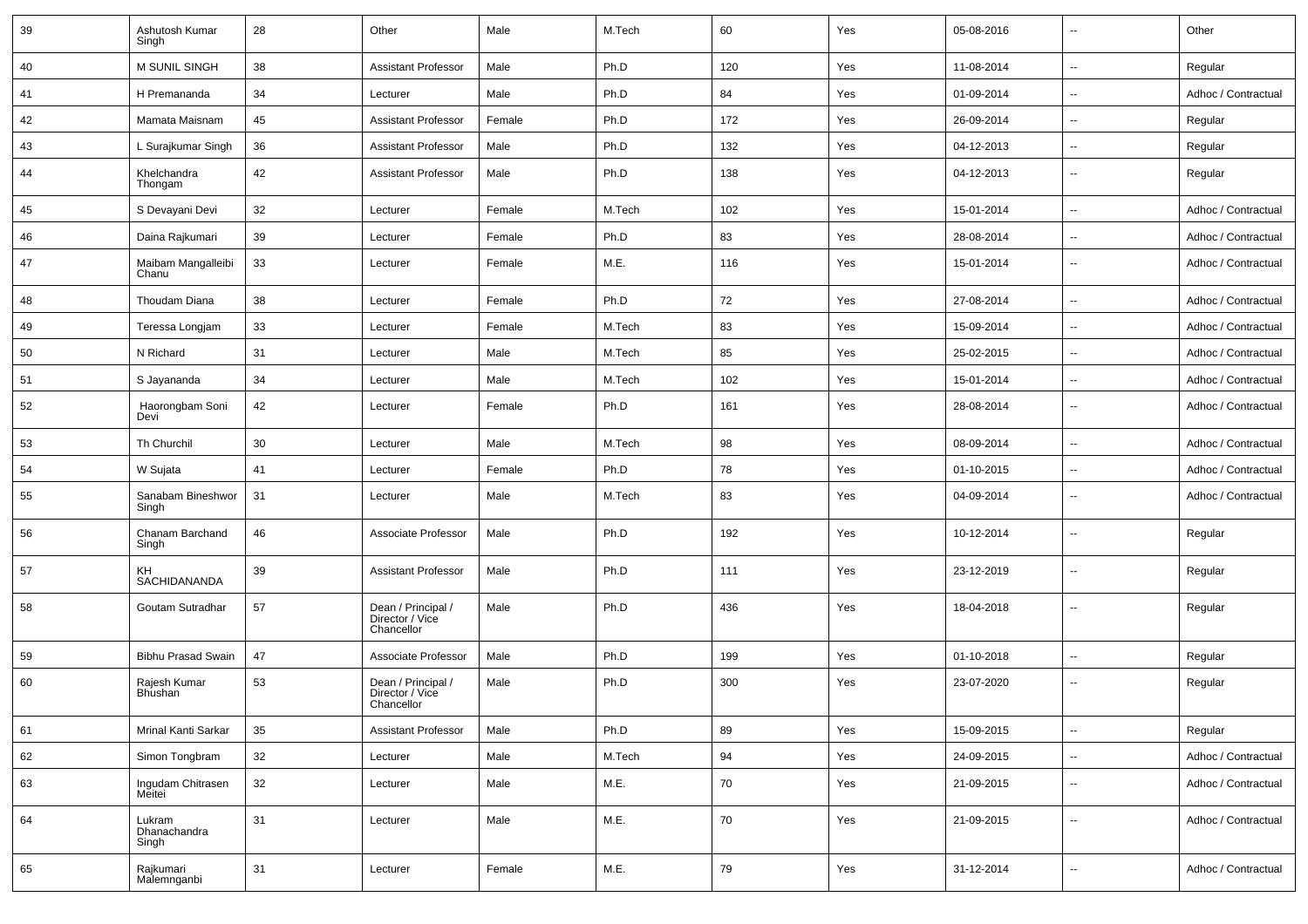| 39 | Ashutosh Kumar Singh | 28 | Other | Male | M.Tech | 60 | Yes | 05-08-2016 | -- | Other |
|---|---|---|---|---|---|---|---|---|---|---|
| 40 | M SUNIL SINGH | 38 | Assistant Professor | Male | Ph.D | 120 | Yes | 11-08-2014 | -- | Regular |
| 41 | H Premananda | 34 | Lecturer | Male | Ph.D | 84 | Yes | 01-09-2014 | -- | Adhoc / Contractual |
| 42 | Mamata Maisnam | 45 | Assistant Professor | Female | Ph.D | 172 | Yes | 26-09-2014 | -- | Regular |
| 43 | L Surajkumar Singh | 36 | Assistant Professor | Male | Ph.D | 132 | Yes | 04-12-2013 | -- | Regular |
| 44 | Khelchandra Thongam | 42 | Assistant Professor | Male | Ph.D | 138 | Yes | 04-12-2013 | -- | Regular |
| 45 | S Devayani Devi | 32 | Lecturer | Female | M.Tech | 102 | Yes | 15-01-2014 | -- | Adhoc / Contractual |
| 46 | Daina Rajkumari | 39 | Lecturer | Female | Ph.D | 83 | Yes | 28-08-2014 | -- | Adhoc / Contractual |
| 47 | Maibam Mangalleibi Chanu | 33 | Lecturer | Female | M.E. | 116 | Yes | 15-01-2014 | -- | Adhoc / Contractual |
| 48 | Thoudam Diana | 38 | Lecturer | Female | Ph.D | 72 | Yes | 27-08-2014 | -- | Adhoc / Contractual |
| 49 | Teressa Longjam | 33 | Lecturer | Female | M.Tech | 83 | Yes | 15-09-2014 | -- | Adhoc / Contractual |
| 50 | N Richard | 31 | Lecturer | Male | M.Tech | 85 | Yes | 25-02-2015 | -- | Adhoc / Contractual |
| 51 | S Jayananda | 34 | Lecturer | Male | M.Tech | 102 | Yes | 15-01-2014 | -- | Adhoc / Contractual |
| 52 | Haorongbam Soni Devi | 42 | Lecturer | Female | Ph.D | 161 | Yes | 28-08-2014 | -- | Adhoc / Contractual |
| 53 | Th Churchil | 30 | Lecturer | Male | M.Tech | 98 | Yes | 08-09-2014 | -- | Adhoc / Contractual |
| 54 | W Sujata | 41 | Lecturer | Female | Ph.D | 78 | Yes | 01-10-2015 | -- | Adhoc / Contractual |
| 55 | Sanabam Bineshwor Singh | 31 | Lecturer | Male | M.Tech | 83 | Yes | 04-09-2014 | -- | Adhoc / Contractual |
| 56 | Chanam Barchand Singh | 46 | Associate Professor | Male | Ph.D | 192 | Yes | 10-12-2014 | -- | Regular |
| 57 | KH SACHIDANANDA | 39 | Assistant Professor | Male | Ph.D | 111 | Yes | 23-12-2019 | -- | Regular |
| 58 | Goutam Sutradhar | 57 | Dean / Principal / Director / Vice Chancellor | Male | Ph.D | 436 | Yes | 18-04-2018 | -- | Regular |
| 59 | Bibhu Prasad Swain | 47 | Associate Professor | Male | Ph.D | 199 | Yes | 01-10-2018 | -- | Regular |
| 60 | Rajesh Kumar Bhushan | 53 | Dean / Principal / Director / Vice Chancellor | Male | Ph.D | 300 | Yes | 23-07-2020 | -- | Regular |
| 61 | Mrinal Kanti Sarkar | 35 | Assistant Professor | Male | Ph.D | 89 | Yes | 15-09-2015 | -- | Regular |
| 62 | Simon Tongbram | 32 | Lecturer | Male | M.Tech | 94 | Yes | 24-09-2015 | -- | Adhoc / Contractual |
| 63 | Ingudam Chitrasen Meitei | 32 | Lecturer | Male | M.E. | 70 | Yes | 21-09-2015 | -- | Adhoc / Contractual |
| 64 | Lukram Dhanachandra Singh | 31 | Lecturer | Male | M.E. | 70 | Yes | 21-09-2015 | -- | Adhoc / Contractual |
| 65 | Rajkumari Malemnganbi | 31 | Lecturer | Female | M.E. | 79 | Yes | 31-12-2014 | -- | Adhoc / Contractual |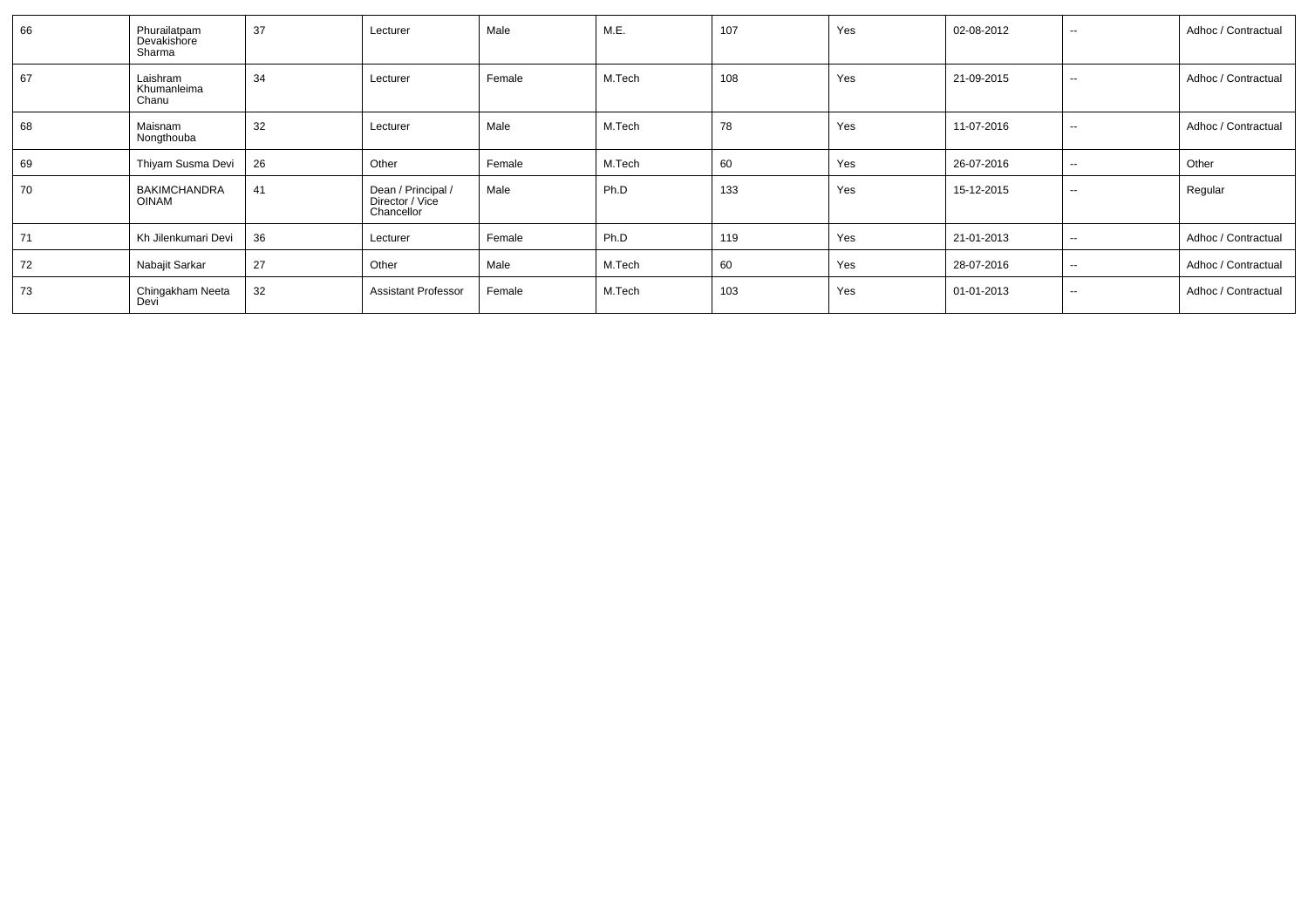| | | | | | | | | | | |
|---|---|---|---|---|---|---|---|---|---|---|
| 66 | Phurailatpam Devakishore Sharma | 37 | Lecturer | Male | M.E. | 107 | Yes | 02-08-2012 | -- | Adhoc / Contractual |
| 67 | Laishram Khumanleima Chanu | 34 | Lecturer | Female | M.Tech | 108 | Yes | 21-09-2015 | -- | Adhoc / Contractual |
| 68 | Maisnam Nongthouba | 32 | Lecturer | Male | M.Tech | 78 | Yes | 11-07-2016 | -- | Adhoc / Contractual |
| 69 | Thiyam Susma Devi | 26 | Other | Female | M.Tech | 60 | Yes | 26-07-2016 | -- | Other |
| 70 | BAKIMCHANDRA OINAM | 41 | Dean / Principal / Director / Vice Chancellor | Male | Ph.D | 133 | Yes | 15-12-2015 | -- | Regular |
| 71 | Kh Jilenkumari Devi | 36 | Lecturer | Female | Ph.D | 119 | Yes | 21-01-2013 | -- | Adhoc / Contractual |
| 72 | Nabajit Sarkar | 27 | Other | Male | M.Tech | 60 | Yes | 28-07-2016 | -- | Adhoc / Contractual |
| 73 | Chingakham Neeta Devi | 32 | Assistant Professor | Female | M.Tech | 103 | Yes | 01-01-2013 | -- | Adhoc / Contractual |